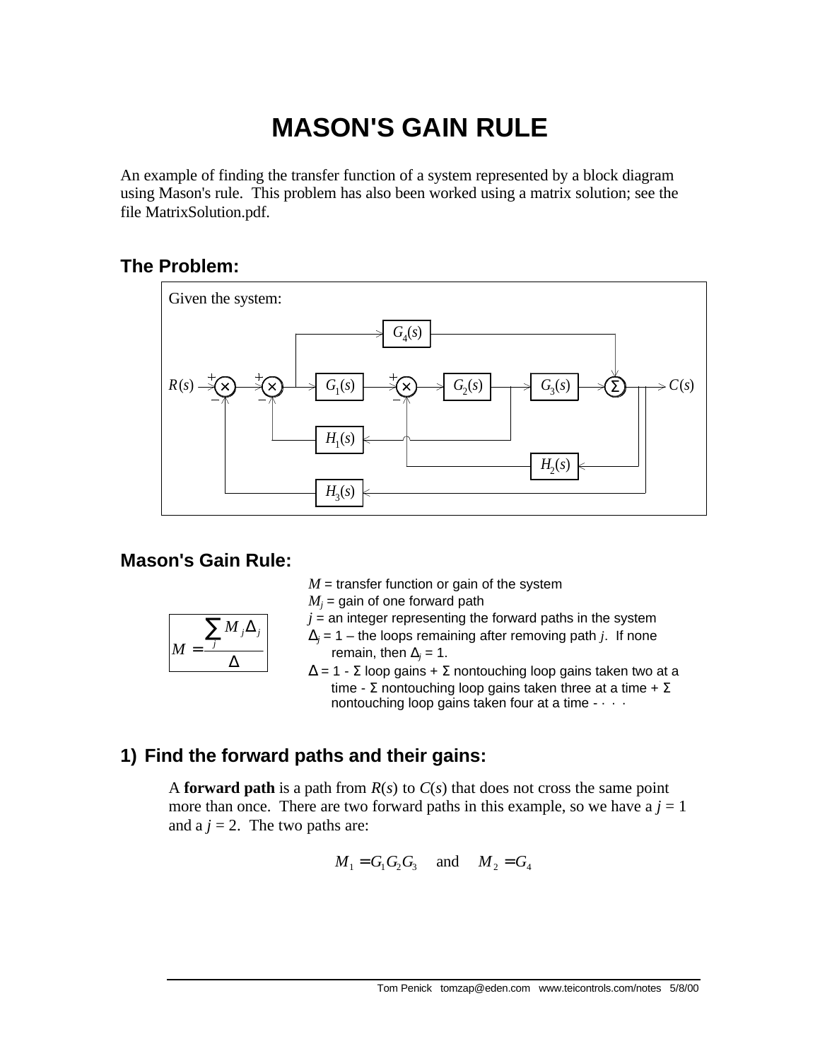# MASON'S GAIN RULE

An example of finding the transfer function of a system represented by a block diagram using Mason's rule. This problem has also been worked using a matrix solution; see the file MatrixSolution.pdf.

## The Problem:

Given the system:

## Mason's Gain Rule:

$$M = \frac{\sum_j M_j \Delta_j}{\Delta}$$

$M$ = transfer function or gain of the system

$M_j$ = gain of one forward path

$j$ = an integer representing the forward paths in the system

$\Delta_j$ = 1 – the loops remaining after removing path $j$. If none remain, then $\Delta_j$ = 1.

$\Delta$ = 1 - Σ loop gains + Σ nontouching loop gains taken two at a time - Σ nontouching loop gains taken three at a time + Σ nontouching loop gains taken four at a time - · · ·

## 1) Find the forward paths and their gains:

A **forward path** is a path from $R(s)$ to $C(s)$ that does not cross the same point more than once. There are two forward paths in this example, so we have a $j = 1$ and a $j = 2$. The two paths are:

$$M_1 = G_1 G_2 G_3 \quad \text{and} \quad M_2 = G_4$$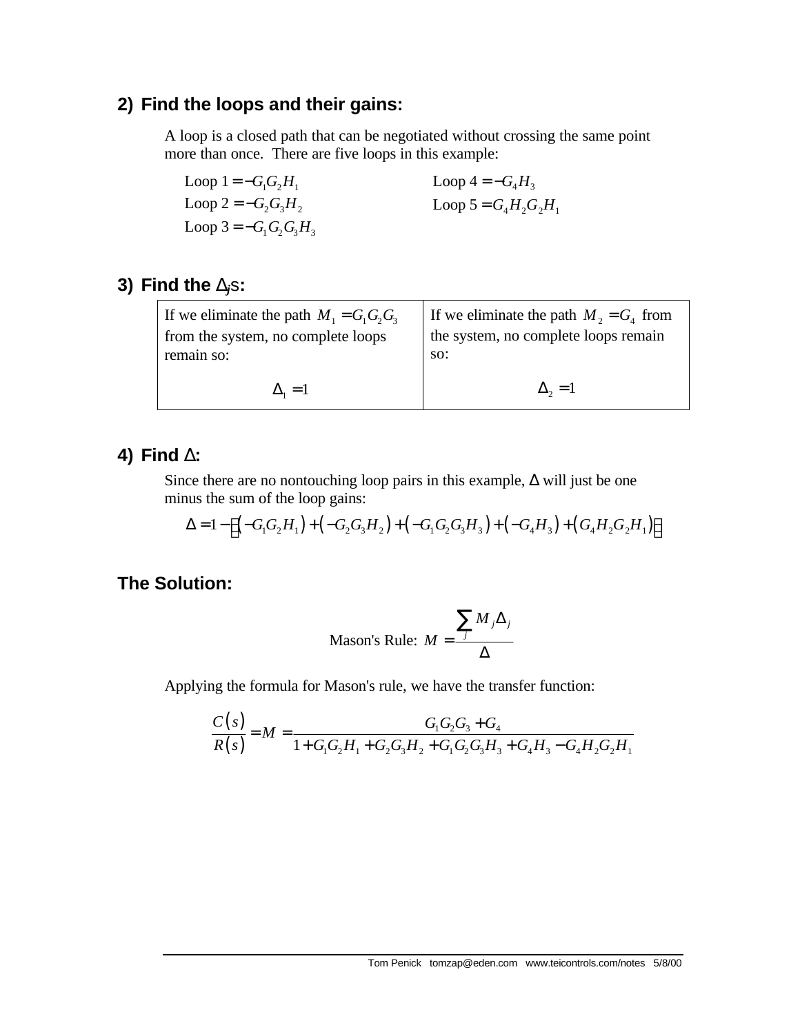## 2) Find the loops and their gains:

A loop is a closed path that can be negotiated without crossing the same point more than once. There are five loops in this example:

Loop 1 $= -G_1G_2H_1$

Loop 2 $= -G_2G_3H_2$

Loop 3 $= -G_1G_2G_3H_3$

Loop 4 $= -G_4H_3$

Loop 5 $= G_4H_2G_2H_1$

## 3) Find the $\Delta_j$s:

| | |
|---|---|
| If we eliminate the path $M_1 = G_1G_2G_3$ from the system, no complete loops remain so: $\Delta_1 = 1$ | If we eliminate the path $M_2 = G_4$ from the system, no complete loops remain so: $\Delta_2 = 1$ |

## 4) Find $\Delta$:

Since there are no nontouching loop pairs in this example, $\Delta$ will just be one minus the sum of the loop gains:

$$\Delta = 1 - \left[\left(-G_1G_2H_1\right) + \left(-G_2G_3H_2\right) + \left(-G_1G_2G_3H_3\right) + \left(-G_4H_3\right) + \left(G_4H_2G_2H_1\right)\right]$$

## The Solution:

$$\text{Mason's Rule: } M = \frac{\sum_j M_j \Delta_j}{\Delta}$$

Applying the formula for Mason's rule, we have the transfer function:

$$\frac{C(s)}{R(s)} = M = \frac{G_1G_2G_3 + G_4}{1 + G_1G_2H_1 + G_2G_3H_2 + G_1G_2G_3H_3 + G_4H_3 - G_4H_2G_2H_1}$$